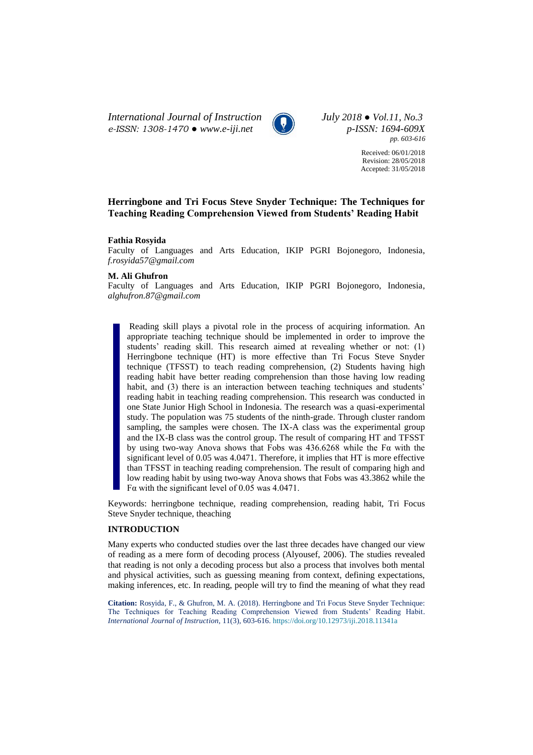# Herringbone and Tri Focus Steve Snyder Technique: The Techniques for Teaching Reading Comprehension Viewed from Students' Reading Habit

**Fathia Rosyida**
Faculty of Languages and Arts Education, IKIP PGRI Bojonegoro, Indonesia, *f.rosyida57@gmail.com*

**M. Ali Ghufron**
Faculty of Languages and Arts Education, IKIP PGRI Bojonegoro, Indonesia, *alghufron.87@gmail.com*

Received: 06/01/2018
Revision: 28/05/2018
Accepted: 31/05/2018

Reading skill plays a pivotal role in the process of acquiring information. An appropriate teaching technique should be implemented in order to improve the students' reading skill. This research aimed at revealing whether or not: (1) Herringbone technique (HT) is more effective than Tri Focus Steve Snyder technique (TFSST) to teach reading comprehension, (2) Students having high reading habit have better reading comprehension than those having low reading habit, and (3) there is an interaction between teaching techniques and students' reading habit in teaching reading comprehension. This research was conducted in one State Junior High School in Indonesia. The research was a quasi-experimental study. The population was 75 students of the ninth-grade. Through cluster random sampling, the samples were chosen. The IX-A class was the experimental group and the IX-B class was the control group. The result of comparing HT and TFSST by using two-way Anova shows that Fobs was 436.6268 while the Fα with the significant level of 0.05 was 4.0471. Therefore, it implies that HT is more effective than TFSST in teaching reading comprehension. The result of comparing high and low reading habit by using two-way Anova shows that Fobs was 43.3862 while the Fα with the significant level of 0.05 was 4.0471.

Keywords: herringbone technique, reading comprehension, reading habit, Tri Focus Steve Snyder technique, theaching

## INTRODUCTION

Many experts who conducted studies over the last three decades have changed our view of reading as a mere form of decoding process (Alyousef, 2006). The studies revealed that reading is not only a decoding process but also a process that involves both mental and physical activities, such as guessing meaning from context, defining expectations, making inferences, etc. In reading, people will try to find the meaning of what they read

**Citation:** Rosyida, F., & Ghufron, M. A. (2018). Herringbone and Tri Focus Steve Snyder Technique: The Techniques for Teaching Reading Comprehension Viewed from Students' Reading Habit. *International Journal of Instruction*, 11(3), 603-616. https://doi.org/10.12973/iji.2018.11341a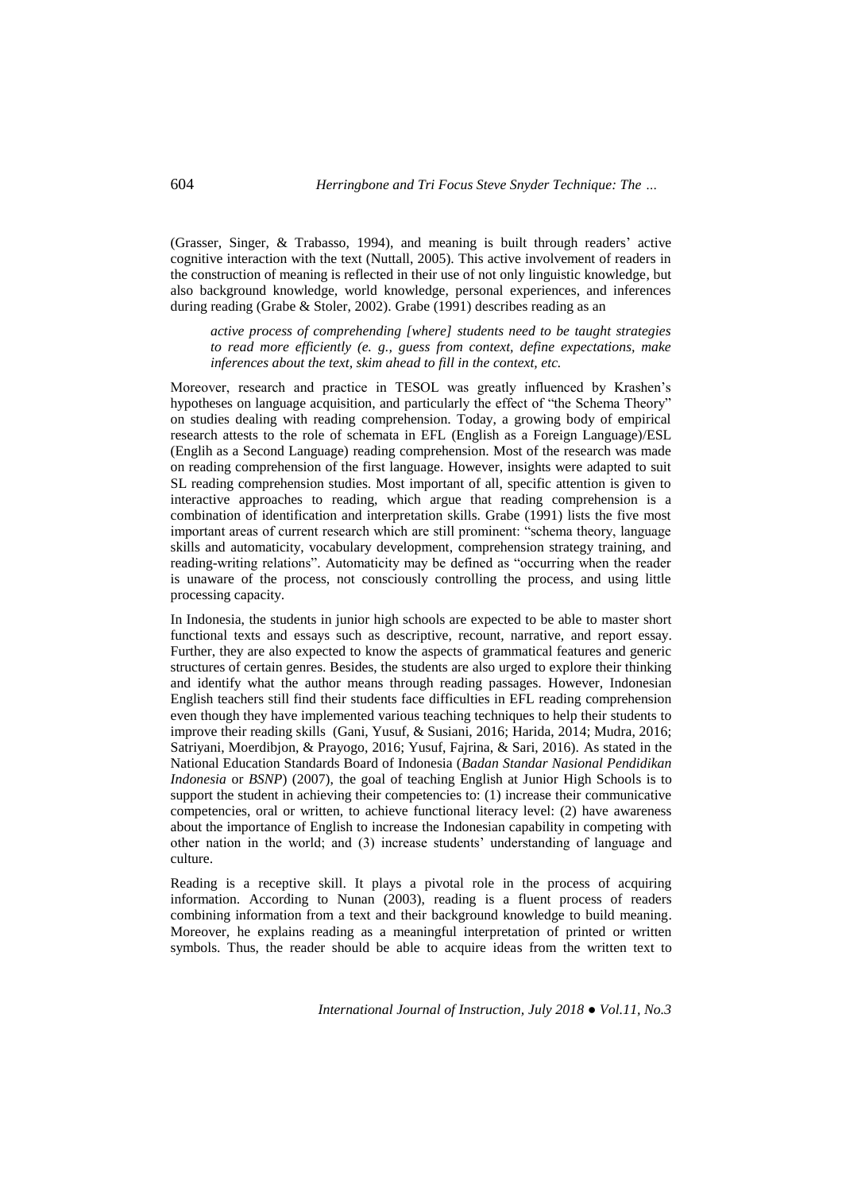(Grasser, Singer, & Trabasso, 1994), and meaning is built through readers' active cognitive interaction with the text (Nuttall, 2005). This active involvement of readers in the construction of meaning is reflected in their use of not only linguistic knowledge, but also background knowledge, world knowledge, personal experiences, and inferences during reading (Grabe & Stoler, 2002). Grabe (1991) describes reading as an

> *active process of comprehending [where] students need to be taught strategies to read more efficiently (e. g., guess from context, define expectations, make inferences about the text, skim ahead to fill in the context, etc.*

Moreover, research and practice in TESOL was greatly influenced by Krashen's hypotheses on language acquisition, and particularly the effect of "the Schema Theory" on studies dealing with reading comprehension. Today, a growing body of empirical research attests to the role of schemata in EFL (English as a Foreign Language)/ESL (Englih as a Second Language) reading comprehension. Most of the research was made on reading comprehension of the first language. However, insights were adapted to suit SL reading comprehension studies. Most important of all, specific attention is given to interactive approaches to reading, which argue that reading comprehension is a combination of identification and interpretation skills. Grabe (1991) lists the five most important areas of current research which are still prominent: "schema theory, language skills and automaticity, vocabulary development, comprehension strategy training, and reading-writing relations". Automaticity may be defined as "occurring when the reader is unaware of the process, not consciously controlling the process, and using little processing capacity.

In Indonesia, the students in junior high schools are expected to be able to master short functional texts and essays such as descriptive, recount, narrative, and report essay. Further, they are also expected to know the aspects of grammatical features and generic structures of certain genres. Besides, the students are also urged to explore their thinking and identify what the author means through reading passages. However, Indonesian English teachers still find their students face difficulties in EFL reading comprehension even though they have implemented various teaching techniques to help their students to improve their reading skills (Gani, Yusuf, & Susiani, 2016; Harida, 2014; Mudra, 2016; Satriyani, Moerdibjon, & Prayogo, 2016; Yusuf, Fajrina, & Sari, 2016). As stated in the National Education Standards Board of Indonesia (*Badan Standar Nasional Pendidikan Indonesia* or *BSNP*) (2007), the goal of teaching English at Junior High Schools is to support the student in achieving their competencies to: (1) increase their communicative competencies, oral or written, to achieve functional literacy level: (2) have awareness about the importance of English to increase the Indonesian capability in competing with other nation in the world; and (3) increase students' understanding of language and culture.

Reading is a receptive skill. It plays a pivotal role in the process of acquiring information. According to Nunan (2003), reading is a fluent process of readers combining information from a text and their background knowledge to build meaning. Moreover, he explains reading as a meaningful interpretation of printed or written symbols. Thus, the reader should be able to acquire ideas from the written text to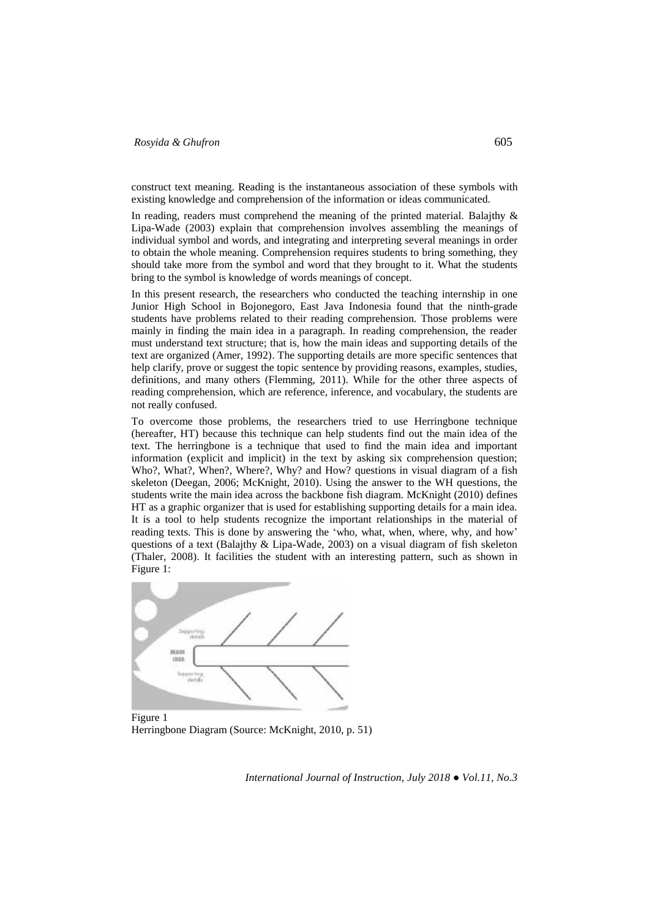construct text meaning. Reading is the instantaneous association of these symbols with existing knowledge and comprehension of the information or ideas communicated.

In reading, readers must comprehend the meaning of the printed material. Balajthy & Lipa-Wade (2003) explain that comprehension involves assembling the meanings of individual symbol and words, and integrating and interpreting several meanings in order to obtain the whole meaning. Comprehension requires students to bring something, they should take more from the symbol and word that they brought to it. What the students bring to the symbol is knowledge of words meanings of concept.

In this present research, the researchers who conducted the teaching internship in one Junior High School in Bojonegoro, East Java Indonesia found that the ninth-grade students have problems related to their reading comprehension. Those problems were mainly in finding the main idea in a paragraph. In reading comprehension, the reader must understand text structure; that is, how the main ideas and supporting details of the text are organized (Amer, 1992). The supporting details are more specific sentences that help clarify, prove or suggest the topic sentence by providing reasons, examples, studies, definitions, and many others (Flemming, 2011). While for the other three aspects of reading comprehension, which are reference, inference, and vocabulary, the students are not really confused.

To overcome those problems, the researchers tried to use Herringbone technique (hereafter, HT) because this technique can help students find out the main idea of the text. The herringbone is a technique that used to find the main idea and important information (explicit and implicit) in the text by asking six comprehension question; Who?, What?, When?, Where?, Why? and How? questions in visual diagram of a fish skeleton (Deegan, 2006; McKnight, 2010). Using the answer to the WH questions, the students write the main idea across the backbone fish diagram. McKnight (2010) defines HT as a graphic organizer that is used for establishing supporting details for a main idea. It is a tool to help students recognize the important relationships in the material of reading texts. This is done by answering the 'who, what, when, where, why, and how' questions of a text (Balajthy & Lipa-Wade, 2003) on a visual diagram of fish skeleton (Thaler, 2008). It facilities the student with an interesting pattern, such as shown in Figure 1:

Supporting details

MAIN IDEA

Supporting details

Figure 1
Herringbone Diagram (Source: McKnight, 2010, p. 51)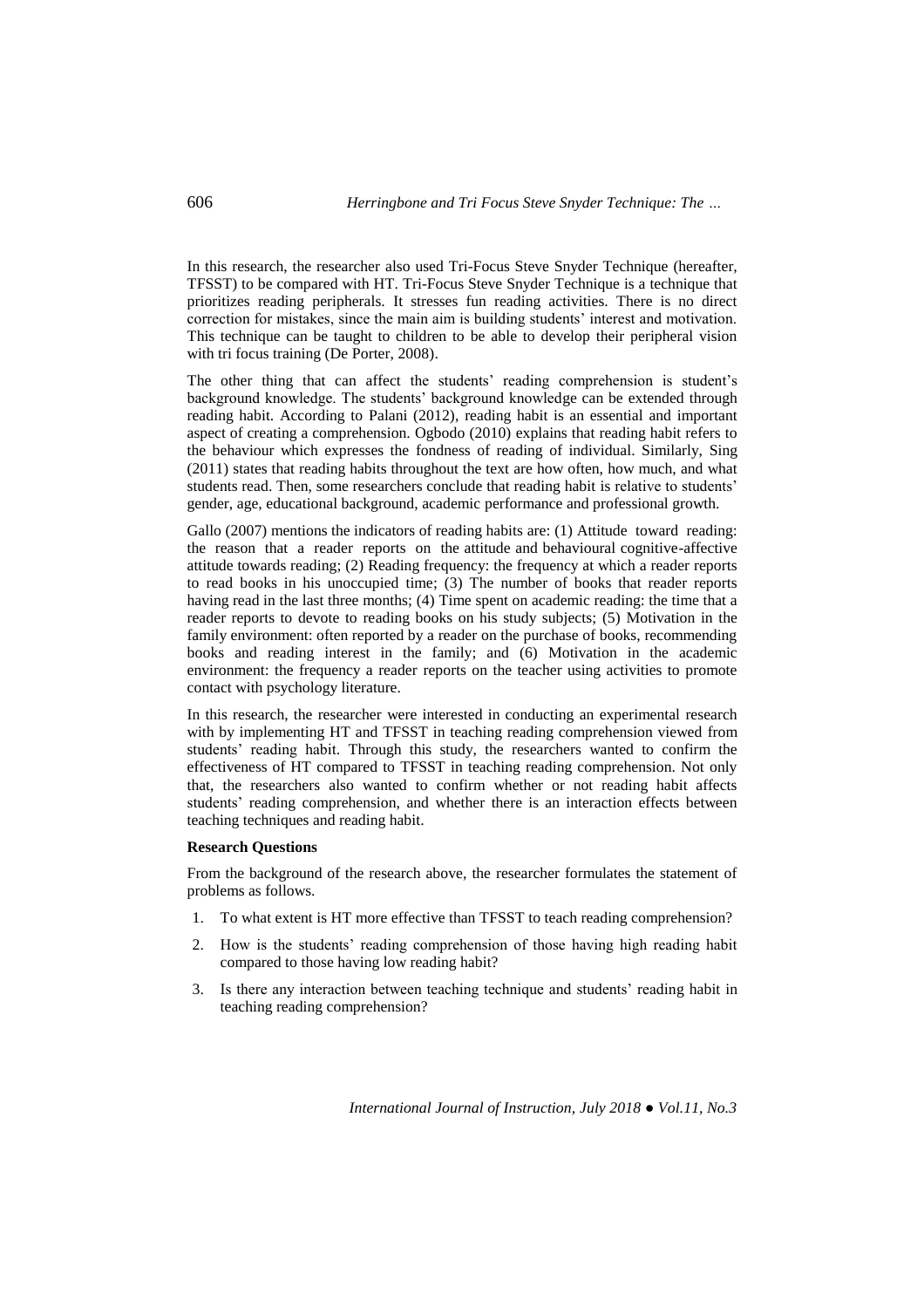In this research, the researcher also used Tri-Focus Steve Snyder Technique (hereafter, TFSST) to be compared with HT. Tri-Focus Steve Snyder Technique is a technique that prioritizes reading peripherals. It stresses fun reading activities. There is no direct correction for mistakes, since the main aim is building students' interest and motivation. This technique can be taught to children to be able to develop their peripheral vision with tri focus training (De Porter, 2008).

The other thing that can affect the students' reading comprehension is student's background knowledge. The students' background knowledge can be extended through reading habit. According to Palani (2012), reading habit is an essential and important aspect of creating a comprehension. Ogbodo (2010) explains that reading habit refers to the behaviour which expresses the fondness of reading of individual. Similarly, Sing (2011) states that reading habits throughout the text are how often, how much, and what students read. Then, some researchers conclude that reading habit is relative to students' gender, age, educational background, academic performance and professional growth.

Gallo (2007) mentions the indicators of reading habits are: (1) Attitude toward reading: the reason that a reader reports on the attitude and behavioural cognitive-affective attitude towards reading; (2) Reading frequency: the frequency at which a reader reports to read books in his unoccupied time; (3) The number of books that reader reports having read in the last three months; (4) Time spent on academic reading: the time that a reader reports to devote to reading books on his study subjects; (5) Motivation in the family environment: often reported by a reader on the purchase of books, recommending books and reading interest in the family; and (6) Motivation in the academic environment: the frequency a reader reports on the teacher using activities to promote contact with psychology literature.

In this research, the researcher were interested in conducting an experimental research with by implementing HT and TFSST in teaching reading comprehension viewed from students' reading habit. Through this study, the researchers wanted to confirm the effectiveness of HT compared to TFSST in teaching reading comprehension. Not only that, the researchers also wanted to confirm whether or not reading habit affects students' reading comprehension, and whether there is an interaction effects between teaching techniques and reading habit.

**Research Questions**

From the background of the research above, the researcher formulates the statement of problems as follows.

1. To what extent is HT more effective than TFSST to teach reading comprehension?
2. How is the students' reading comprehension of those having high reading habit compared to those having low reading habit?
3. Is there any interaction between teaching technique and students' reading habit in teaching reading comprehension?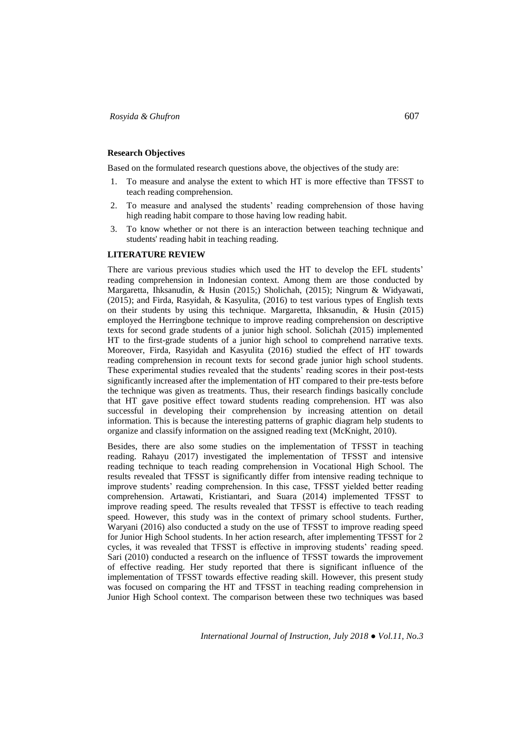**Research Objectives**

Based on the formulated research questions above, the objectives of the study are:

1. To measure and analyse the extent to which HT is more effective than TFSST to teach reading comprehension.
2. To measure and analysed the students' reading comprehension of those having high reading habit compare to those having low reading habit.
3. To know whether or not there is an interaction between teaching technique and students' reading habit in teaching reading.

**LITERATURE REVIEW**

There are various previous studies which used the HT to develop the EFL students' reading comprehension in Indonesian context. Among them are those conducted by Margaretta, Ihksanudin, & Husin (2015;) Sholichah, (2015); Ningrum & Widyawati, (2015); and Firda, Rasyidah, & Kasyulita, (2016) to test various types of English texts on their students by using this technique. Margaretta, Ihksanudin, & Husin (2015) employed the Herringbone technique to improve reading comprehension on descriptive texts for second grade students of a junior high school. Solichah (2015) implemented HT to the first-grade students of a junior high school to comprehend narrative texts. Moreover, Firda, Rasyidah and Kasyulita (2016) studied the effect of HT towards reading comprehension in recount texts for second grade junior high school students. These experimental studies revealed that the students' reading scores in their post-tests significantly increased after the implementation of HT compared to their pre-tests before the technique was given as treatments. Thus, their research findings basically conclude that HT gave positive effect toward students reading comprehension. HT was also successful in developing their comprehension by increasing attention on detail information. This is because the interesting patterns of graphic diagram help students to organize and classify information on the assigned reading text (McKnight, 2010).

Besides, there are also some studies on the implementation of TFSST in teaching reading. Rahayu (2017) investigated the implementation of TFSST and intensive reading technique to teach reading comprehension in Vocational High School. The results revealed that TFSST is significantly differ from intensive reading technique to improve students' reading comprehension. In this case, TFSST yielded better reading comprehension. Artawati, Kristiantari, and Suara (2014) implemented TFSST to improve reading speed. The results revealed that TFSST is effective to teach reading speed. However, this study was in the context of primary school students. Further, Waryani (2016) also conducted a study on the use of TFSST to improve reading speed for Junior High School students. In her action research, after implementing TFSST for 2 cycles, it was revealed that TFSST is effective in improving students' reading speed. Sari (2010) conducted a research on the influence of TFSST towards the improvement of effective reading. Her study reported that there is significant influence of the implementation of TFSST towards effective reading skill. However, this present study was focused on comparing the HT and TFSST in teaching reading comprehension in Junior High School context. The comparison between these two techniques was based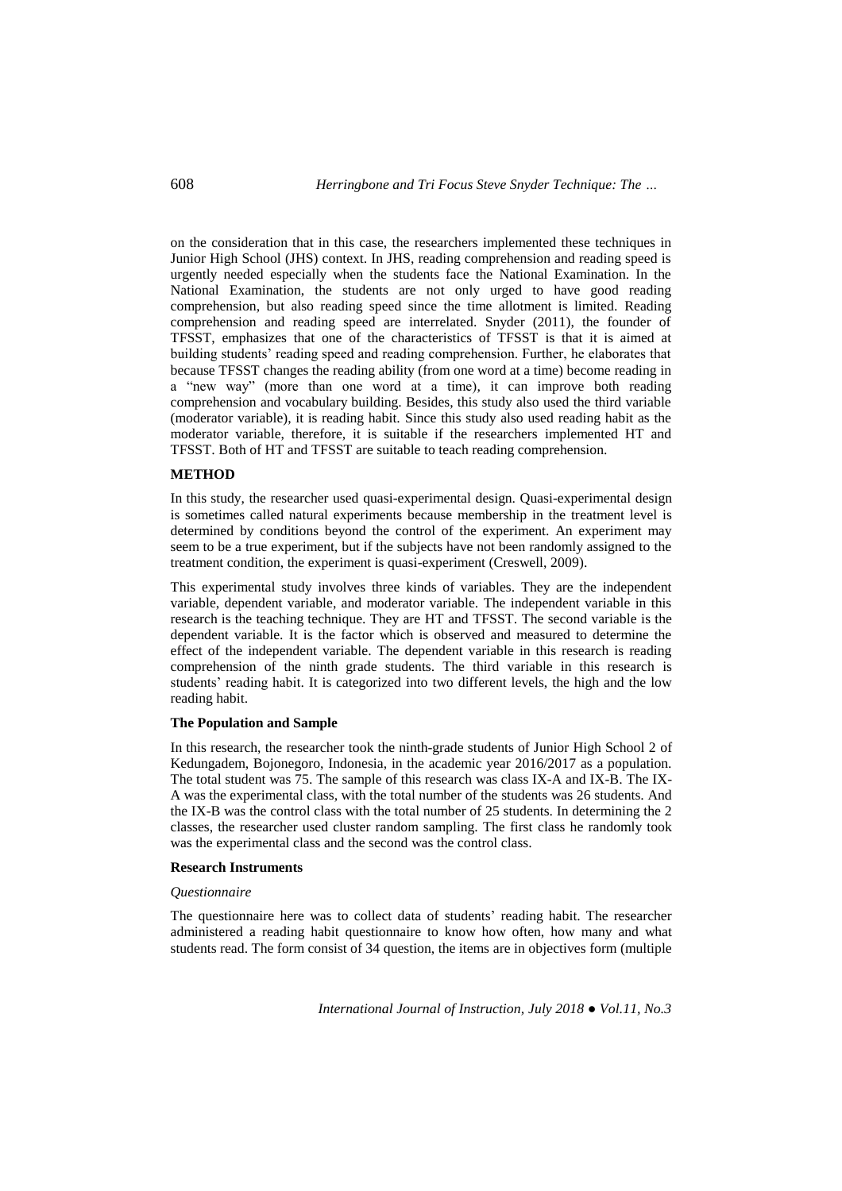on the consideration that in this case, the researchers implemented these techniques in Junior High School (JHS) context. In JHS, reading comprehension and reading speed is urgently needed especially when the students face the National Examination. In the National Examination, the students are not only urged to have good reading comprehension, but also reading speed since the time allotment is limited. Reading comprehension and reading speed are interrelated. Snyder (2011), the founder of TFSST, emphasizes that one of the characteristics of TFSST is that it is aimed at building students' reading speed and reading comprehension. Further, he elaborates that because TFSST changes the reading ability (from one word at a time) become reading in a "new way" (more than one word at a time), it can improve both reading comprehension and vocabulary building. Besides, this study also used the third variable (moderator variable), it is reading habit. Since this study also used reading habit as the moderator variable, therefore, it is suitable if the researchers implemented HT and TFSST. Both of HT and TFSST are suitable to teach reading comprehension.

## METHOD

In this study, the researcher used quasi-experimental design. Quasi-experimental design is sometimes called natural experiments because membership in the treatment level is determined by conditions beyond the control of the experiment. An experiment may seem to be a true experiment, but if the subjects have not been randomly assigned to the treatment condition, the experiment is quasi-experiment (Creswell, 2009).

This experimental study involves three kinds of variables. They are the independent variable, dependent variable, and moderator variable. The independent variable in this research is the teaching technique. They are HT and TFSST. The second variable is the dependent variable. It is the factor which is observed and measured to determine the effect of the independent variable. The dependent variable in this research is reading comprehension of the ninth grade students. The third variable in this research is students' reading habit. It is categorized into two different levels, the high and the low reading habit.

### The Population and Sample

In this research, the researcher took the ninth-grade students of Junior High School 2 of Kedungadem, Bojonegoro, Indonesia, in the academic year 2016/2017 as a population. The total student was 75. The sample of this research was class IX-A and IX-B. The IX-A was the experimental class, with the total number of the students was 26 students. And the IX-B was the control class with the total number of 25 students. In determining the 2 classes, the researcher used cluster random sampling. The first class he randomly took was the experimental class and the second was the control class.

### Research Instruments

#### *Questionnaire*

The questionnaire here was to collect data of students' reading habit. The researcher administered a reading habit questionnaire to know how often, how many and what students read. The form consist of 34 question, the items are in objectives form (multiple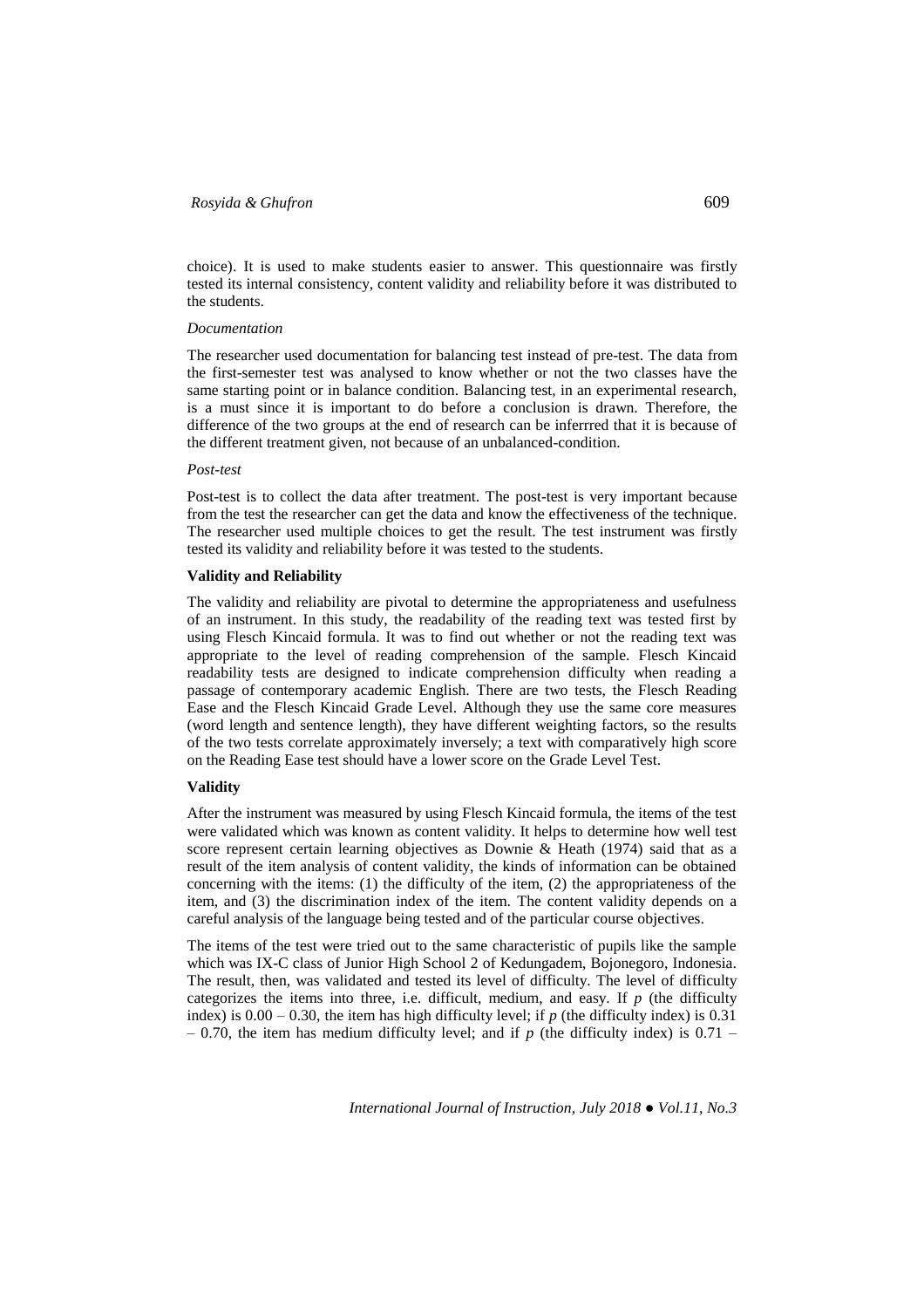choice). It is used to make students easier to answer. This questionnaire was firstly tested its internal consistency, content validity and reliability before it was distributed to the students.

*Documentation*

The researcher used documentation for balancing test instead of pre-test. The data from the first-semester test was analysed to know whether or not the two classes have the same starting point or in balance condition. Balancing test, in an experimental research, is a must since it is important to do before a conclusion is drawn. Therefore, the difference of the two groups at the end of research can be inferrred that it is because of the different treatment given, not because of an unbalanced-condition.

*Post-test*

Post-test is to collect the data after treatment. The post-test is very important because from the test the researcher can get the data and know the effectiveness of the technique. The researcher used multiple choices to get the result. The test instrument was firstly tested its validity and reliability before it was tested to the students.

**Validity and Reliability**

The validity and reliability are pivotal to determine the appropriateness and usefulness of an instrument. In this study, the readability of the reading text was tested first by using Flesch Kincaid formula. It was to find out whether or not the reading text was appropriate to the level of reading comprehension of the sample. Flesch Kincaid readability tests are designed to indicate comprehension difficulty when reading a passage of contemporary academic English. There are two tests, the Flesch Reading Ease and the Flesch Kincaid Grade Level. Although they use the same core measures (word length and sentence length), they have different weighting factors, so the results of the two tests correlate approximately inversely; a text with comparatively high score on the Reading Ease test should have a lower score on the Grade Level Test.

**Validity**

After the instrument was measured by using Flesch Kincaid formula, the items of the test were validated which was known as content validity. It helps to determine how well test score represent certain learning objectives as Downie & Heath (1974) said that as a result of the item analysis of content validity, the kinds of information can be obtained concerning with the items: (1) the difficulty of the item, (2) the appropriateness of the item, and (3) the discrimination index of the item. The content validity depends on a careful analysis of the language being tested and of the particular course objectives.

The items of the test were tried out to the same characteristic of pupils like the sample which was IX-C class of Junior High School 2 of Kedungadem, Bojonegoro, Indonesia. The result, then, was validated and tested its level of difficulty. The level of difficulty categorizes the items into three, i.e. difficult, medium, and easy. If $p$ (the difficulty index) is 0.00 – 0.30, the item has high difficulty level; if $p$ (the difficulty index) is 0.31 – 0.70, the item has medium difficulty level; and if $p$ (the difficulty index) is 0.71 –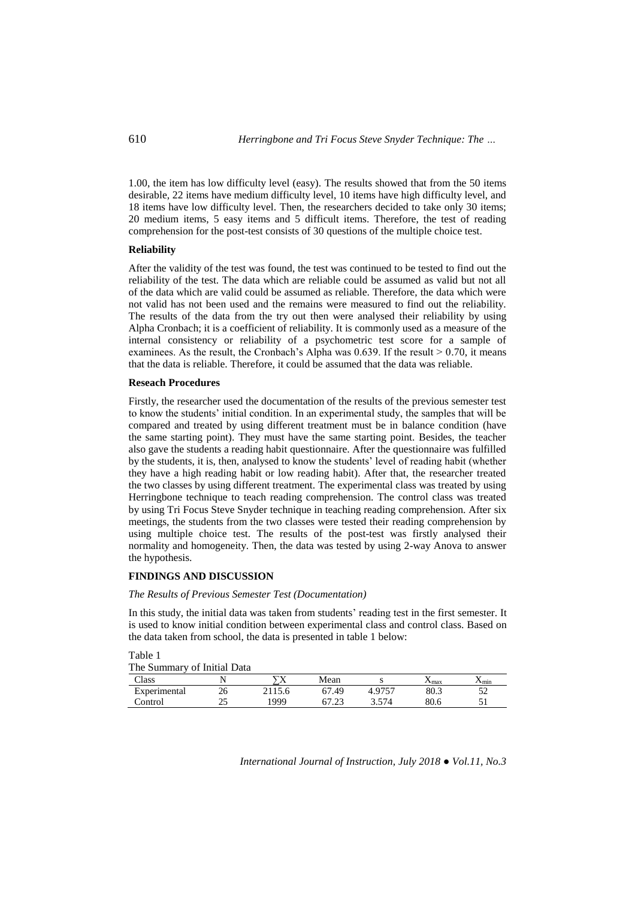1.00, the item has low difficulty level (easy). The results showed that from the 50 items desirable, 22 items have medium difficulty level, 10 items have high difficulty level, and 18 items have low difficulty level. Then, the researchers decided to take only 30 items; 20 medium items, 5 easy items and 5 difficult items. Therefore, the test of reading comprehension for the post-test consists of 30 questions of the multiple choice test.

**Reliability**

After the validity of the test was found, the test was continued to be tested to find out the reliability of the test. The data which are reliable could be assumed as valid but not all of the data which are valid could be assumed as reliable. Therefore, the data which were not valid has not been used and the remains were measured to find out the reliability. The results of the data from the try out then were analysed their reliability by using Alpha Cronbach; it is a coefficient of reliability. It is commonly used as a measure of the internal consistency or reliability of a psychometric test score for a sample of examinees. As the result, the Cronbach's Alpha was 0.639. If the result > 0.70, it means that the data is reliable. Therefore, it could be assumed that the data was reliable.

**Reseach Procedures**

Firstly, the researcher used the documentation of the results of the previous semester test to know the students' initial condition. In an experimental study, the samples that will be compared and treated by using different treatment must be in balance condition (have the same starting point). They must have the same starting point. Besides, the teacher also gave the students a reading habit questionnaire. After the questionnaire was fulfilled by the students, it is, then, analysed to know the students' level of reading habit (whether they have a high reading habit or low reading habit). After that, the researcher treated the two classes by using different treatment. The experimental class was treated by using Herringbone technique to teach reading comprehension. The control class was treated by using Tri Focus Steve Snyder technique in teaching reading comprehension. After six meetings, the students from the two classes were tested their reading comprehension by using multiple choice test. The results of the post-test was firstly analysed their normality and homogeneity. Then, the data was tested by using 2-way Anova to answer the hypothesis.

**FINDINGS AND DISCUSSION**

*The Results of Previous Semester Test (Documentation)*

In this study, the initial data was taken from students' reading test in the first semester. It is used to know initial condition between experimental class and control class. Based on the data taken from school, the data is presented in table 1 below:

Table 1
The Summary of Initial Data

| Class | N | $\sum X$ | Mean | s | $X_{max}$ | $X_{min}$ |
|---|---|---|---|---|---|---|
| Experimental | 26 | 2115.6 | 67.49 | 4.9757 | 80.3 | 52 |
| Control | 25 | 1999 | 67.23 | 3.574 | 80.6 | 51 |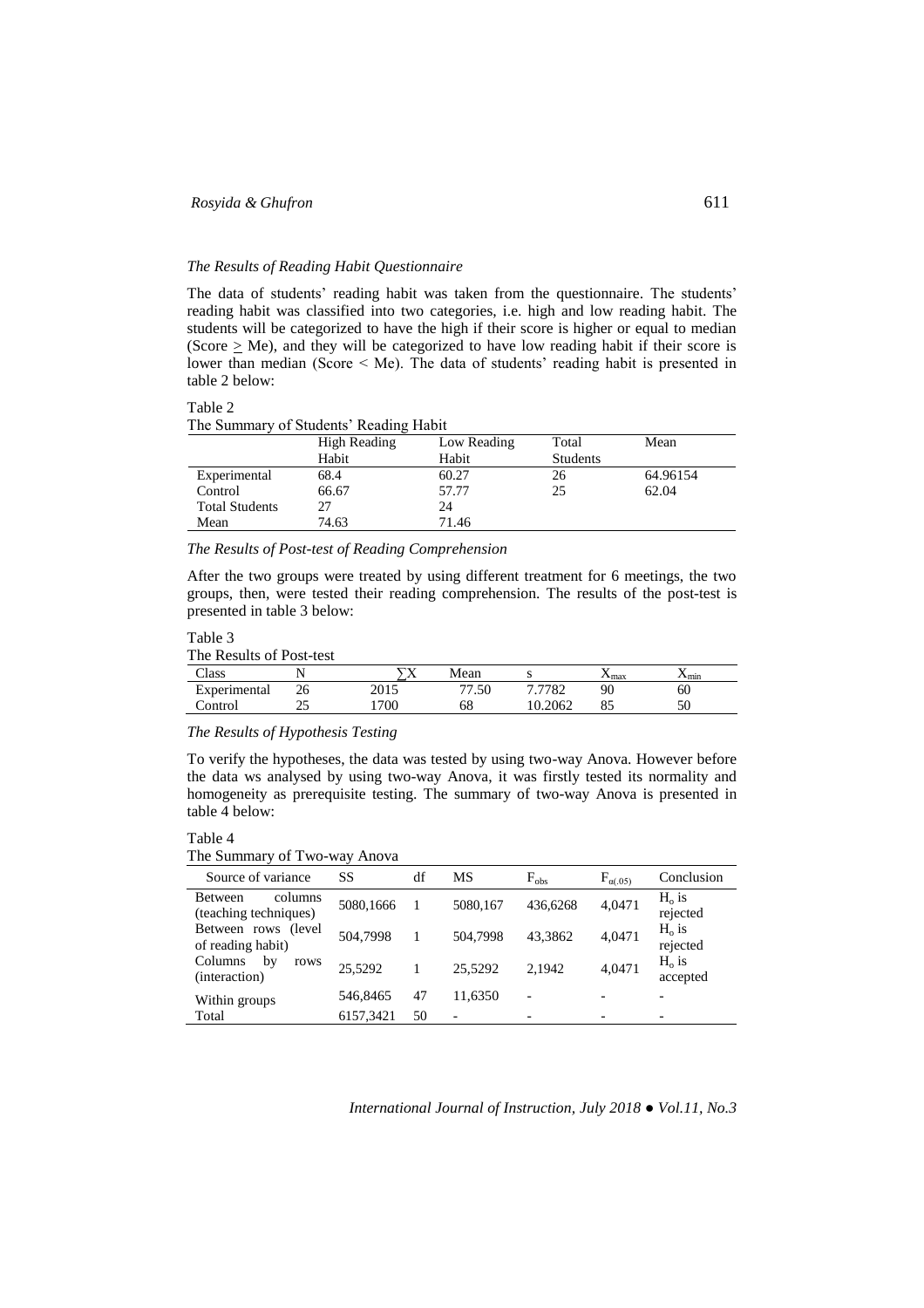*The Results of Reading Habit Questionnaire*

The data of students' reading habit was taken from the questionnaire. The students' reading habit was classified into two categories, i.e. high and low reading habit. The students will be categorized to have the high if their score is higher or equal to median (Score $\geq$ Me), and they will be categorized to have low reading habit if their score is lower than median (Score < Me). The data of students' reading habit is presented in table 2 below:

Table 2
The Summary of Students' Reading Habit

| | High Reading Habit | Low Reading Habit | Total Students | Mean |
|---|---|---|---|---|
| Experimental | 68.4 | 60.27 | 26 | 64.96154 |
| Control | 66.67 | 57.77 | 25 | 62.04 |
| Total Students | 27 | 24 | | |
| Mean | 74.63 | 71.46 | | |

*The Results of Post-test of Reading Comprehension*

After the two groups were treated by using different treatment for 6 meetings, the two groups, then, were tested their reading comprehension. The results of the post-test is presented in table 3 below:

Table 3
The Results of Post-test

| Class | N | $\sum X$ | Mean | s | $X_{max}$ | $X_{min}$ |
|---|---|---|---|---|---|---|
| Experimental | 26 | 2015 | 77.50 | 7.7782 | 90 | 60 |
| Control | 25 | 1700 | 68 | 10.2062 | 85 | 50 |

*The Results of Hypothesis Testing*

To verify the hypotheses, the data was tested by using two-way Anova. However before the data ws analysed by using two-way Anova, it was firstly tested its normality and homogeneity as prerequisite testing. The summary of two-way Anova is presented in table 4 below:

Table 4
The Summary of Two-way Anova

| Source of variance | SS | df | MS | $F_{obs}$ | $F_{\alpha(.05)}$ | Conclusion |
|---|---|---|---|---|---|---|
| Between columns (teaching techniques) | 5080,1666 | 1 | 5080,167 | 436,6268 | 4,0471 | $H_o$ is rejected |
| Between rows (level of reading habit) | 504,7998 | 1 | 504,7998 | 43,3862 | 4,0471 | $H_o$ is rejected |
| Columns by rows (interaction) | 25,5292 | 1 | 25,5292 | 2,1942 | 4,0471 | $H_o$ is accepted |
| Within groups | 546,8465 | 47 | 11,6350 | - | - | - |
| Total | 6157,3421 | 50 | - | - | - | - |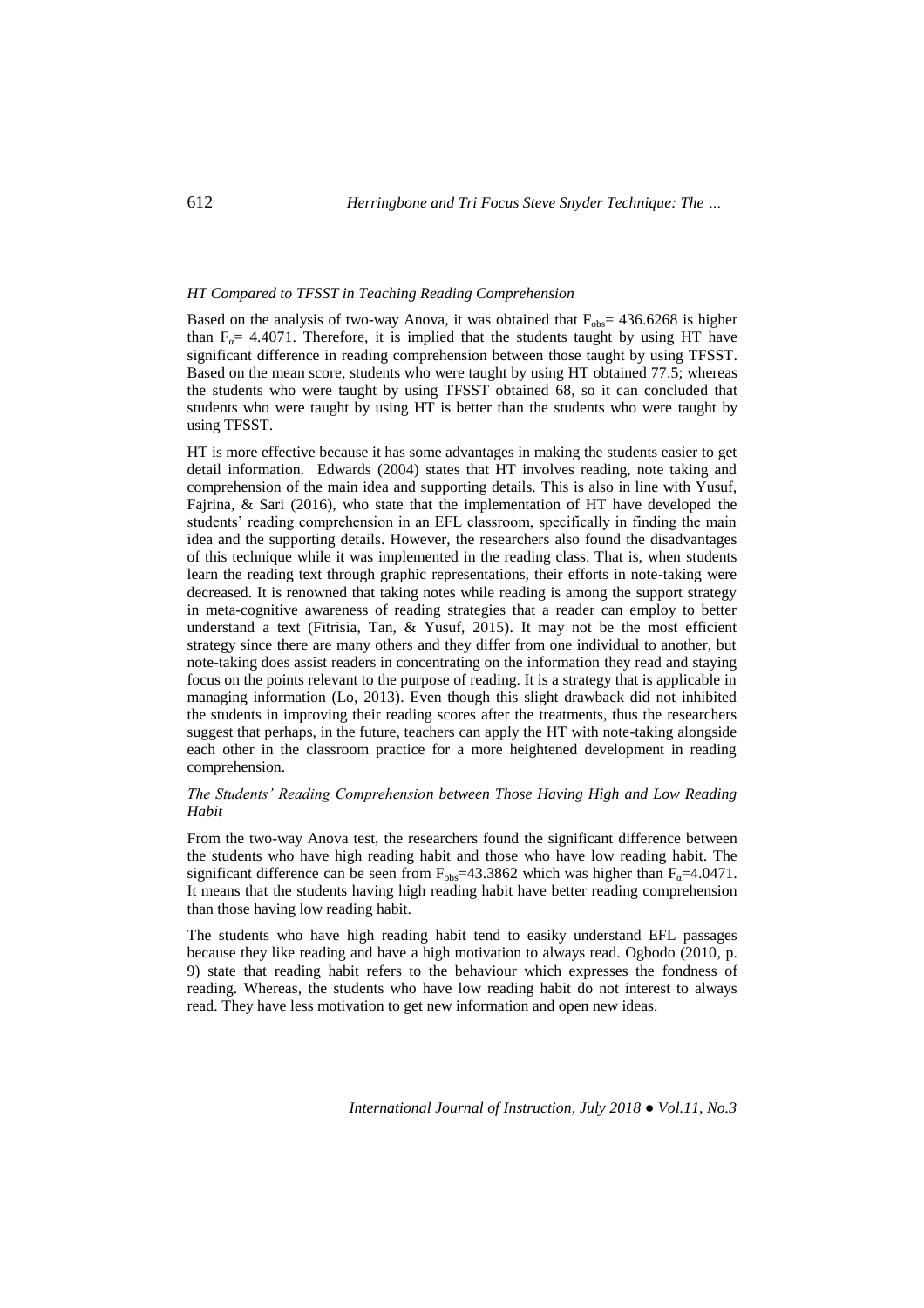*HT Compared to TFSST in Teaching Reading Comprehension*

Based on the analysis of two-way Anova, it was obtained that $F_{obs}$= 436.6268 is higher than $F_{\alpha}$= 4.4071. Therefore, it is implied that the students taught by using HT have significant difference in reading comprehension between those taught by using TFSST. Based on the mean score, students who were taught by using HT obtained 77.5; whereas the students who were taught by using TFSST obtained 68, so it can concluded that students who were taught by using HT is better than the students who were taught by using TFSST.

HT is more effective because it has some advantages in making the students easier to get detail information. Edwards (2004) states that HT involves reading, note taking and comprehension of the main idea and supporting details. This is also in line with Yusuf, Fajrina, & Sari (2016), who state that the implementation of HT have developed the students' reading comprehension in an EFL classroom, specifically in finding the main idea and the supporting details. However, the researchers also found the disadvantages of this technique while it was implemented in the reading class. That is, when students learn the reading text through graphic representations, their efforts in note-taking were decreased. It is renowned that taking notes while reading is among the support strategy in meta-cognitive awareness of reading strategies that a reader can employ to better understand a text (Fitrisia, Tan, & Yusuf, 2015). It may not be the most efficient strategy since there are many others and they differ from one individual to another, but note-taking does assist readers in concentrating on the information they read and staying focus on the points relevant to the purpose of reading. It is a strategy that is applicable in managing information (Lo, 2013). Even though this slight drawback did not inhibited the students in improving their reading scores after the treatments, thus the researchers suggest that perhaps, in the future, teachers can apply the HT with note-taking alongside each other in the classroom practice for a more heightened development in reading comprehension.

*The Students' Reading Comprehension between Those Having High and Low Reading Habit*

From the two-way Anova test, the researchers found the significant difference between the students who have high reading habit and those who have low reading habit. The significant difference can be seen from $F_{obs}$=43.3862 which was higher than $F_{\alpha}$=4.0471. It means that the students having high reading habit have better reading comprehension than those having low reading habit.

The students who have high reading habit tend to easiky understand EFL passages because they like reading and have a high motivation to always read. Ogbodo (2010, p. 9) state that reading habit refers to the behaviour which expresses the fondness of reading. Whereas, the students who have low reading habit do not interest to always read. They have less motivation to get new information and open new ideas.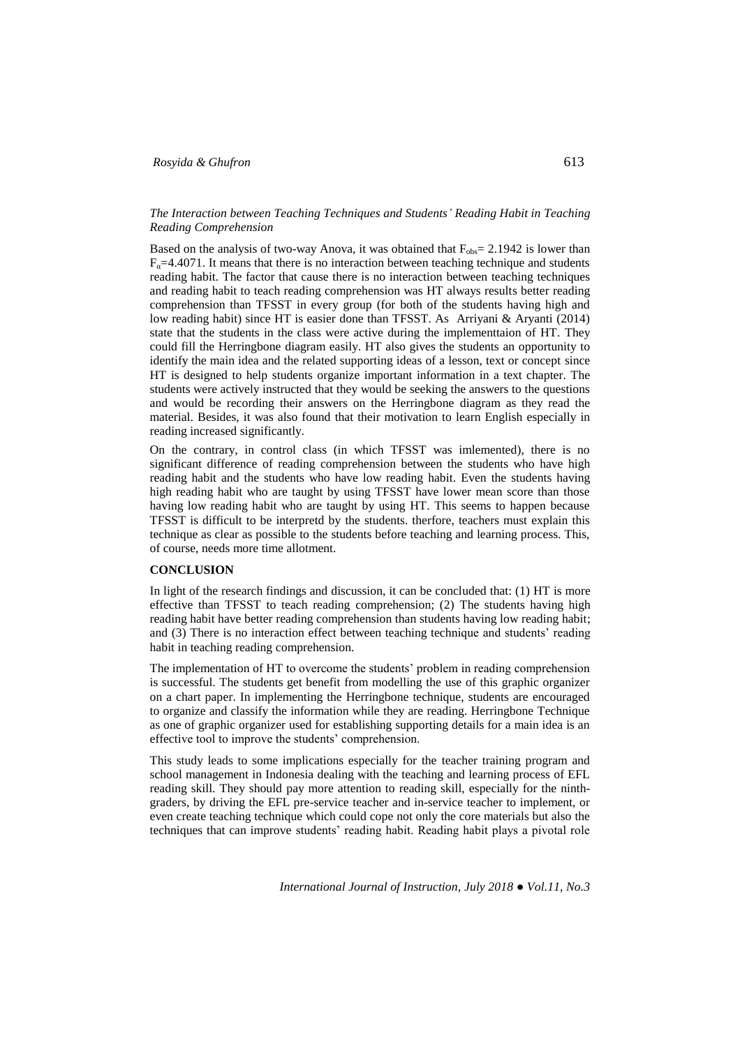*The Interaction between Teaching Techniques and Students' Reading Habit in Teaching Reading Comprehension*

Based on the analysis of two-way Anova, it was obtained that $F_{obs}$= 2.1942 is lower than $F_{\alpha}$=4.4071. It means that there is no interaction between teaching technique and students reading habit. The factor that cause there is no interaction between teaching techniques and reading habit to teach reading comprehension was HT always results better reading comprehension than TFSST in every group (for both of the students having high and low reading habit) since HT is easier done than TFSST. As Arriyani & Aryanti (2014) state that the students in the class were active during the implementtaion of HT. They could fill the Herringbone diagram easily. HT also gives the students an opportunity to identify the main idea and the related supporting ideas of a lesson, text or concept since HT is designed to help students organize important information in a text chapter. The students were actively instructed that they would be seeking the answers to the questions and would be recording their answers on the Herringbone diagram as they read the material. Besides, it was also found that their motivation to learn English especially in reading increased significantly.

On the contrary, in control class (in which TFSST was imlemented), there is no significant difference of reading comprehension between the students who have high reading habit and the students who have low reading habit. Even the students having high reading habit who are taught by using TFSST have lower mean score than those having low reading habit who are taught by using HT. This seems to happen because TFSST is difficult to be interpretd by the students. therfore, teachers must explain this technique as clear as possible to the students before teaching and learning process. This, of course, needs more time allotment.

## CONCLUSION

In light of the research findings and discussion, it can be concluded that: (1) HT is more effective than TFSST to teach reading comprehension; (2) The students having high reading habit have better reading comprehension than students having low reading habit; and (3) There is no interaction effect between teaching technique and students' reading habit in teaching reading comprehension.

The implementation of HT to overcome the students' problem in reading comprehension is successful. The students get benefit from modelling the use of this graphic organizer on a chart paper. In implementing the Herringbone technique, students are encouraged to organize and classify the information while they are reading. Herringbone Technique as one of graphic organizer used for establishing supporting details for a main idea is an effective tool to improve the students' comprehension.

This study leads to some implications especially for the teacher training program and school management in Indonesia dealing with the teaching and learning process of EFL reading skill. They should pay more attention to reading skill, especially for the ninth-graders, by driving the EFL pre-service teacher and in-service teacher to implement, or even create teaching technique which could cope not only the core materials but also the techniques that can improve students' reading habit. Reading habit plays a pivotal role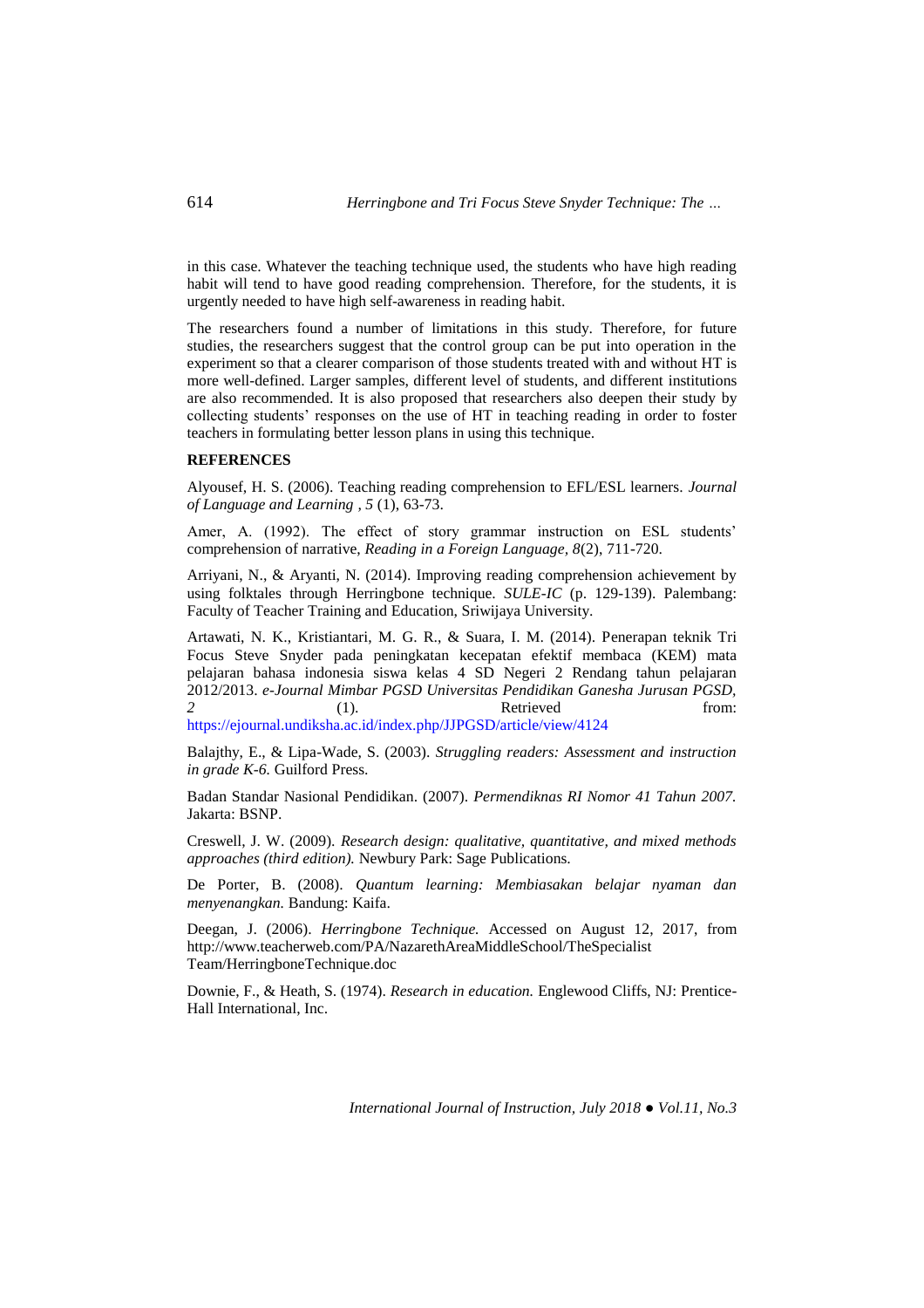in this case. Whatever the teaching technique used, the students who have high reading habit will tend to have good reading comprehension. Therefore, for the students, it is urgently needed to have high self-awareness in reading habit.

The researchers found a number of limitations in this study. Therefore, for future studies, the researchers suggest that the control group can be put into operation in the experiment so that a clearer comparison of those students treated with and without HT is more well-defined. Larger samples, different level of students, and different institutions are also recommended. It is also proposed that researchers also deepen their study by collecting students' responses on the use of HT in teaching reading in order to foster teachers in formulating better lesson plans in using this technique.

## REFERENCES

Alyousef, H. S. (2006). Teaching reading comprehension to EFL/ESL learners. *Journal of Language and Learning , 5* (1), 63-73.

Amer, A. (1992). The effect of story grammar instruction on ESL students' comprehension of narrative, *Reading in a Foreign Language, 8*(2), 711-720.

Arriyani, N., & Aryanti, N. (2014). Improving reading comprehension achievement by using folktales through Herringbone technique. *SULE-IC* (p. 129-139). Palembang: Faculty of Teacher Training and Education, Sriwijaya University.

Artawati, N. K., Kristiantari, M. G. R., & Suara, I. M. (2014). Penerapan teknik Tri Focus Steve Snyder pada peningkatan kecepatan efektif membaca (KEM) mata pelajaran bahasa indonesia siswa kelas 4 SD Negeri 2 Rendang tahun pelajaran 2012/2013. *e-Journal Mimbar PGSD Universitas Pendidikan Ganesha Jurusan PGSD, 2* (1). Retrieved from: https://ejournal.undiksha.ac.id/index.php/JJPGSD/article/view/4124

Balajthy, E., & Lipa-Wade, S. (2003). *Struggling readers: Assessment and instruction in grade K-6.* Guilford Press.

Badan Standar Nasional Pendidikan. (2007). *Permendiknas RI Nomor 41 Tahun 2007.* Jakarta: BSNP.

Creswell, J. W. (2009). *Research design: qualitative, quantitative, and mixed methods approaches (third edition).* Newbury Park: Sage Publications.

De Porter, B. (2008). *Quantum learning: Membiasakan belajar nyaman dan menyenangkan.* Bandung: Kaifa.

Deegan, J. (2006). *Herringbone Technique.* Accessed on August 12, 2017, from http://www.teacherweb.com/PA/NazarethAreaMiddleSchool/TheSpecialist Team/HerringboneTechnique.doc

Downie, F., & Heath, S. (1974). *Research in education.* Englewood Cliffs, NJ: Prentice-Hall International, Inc.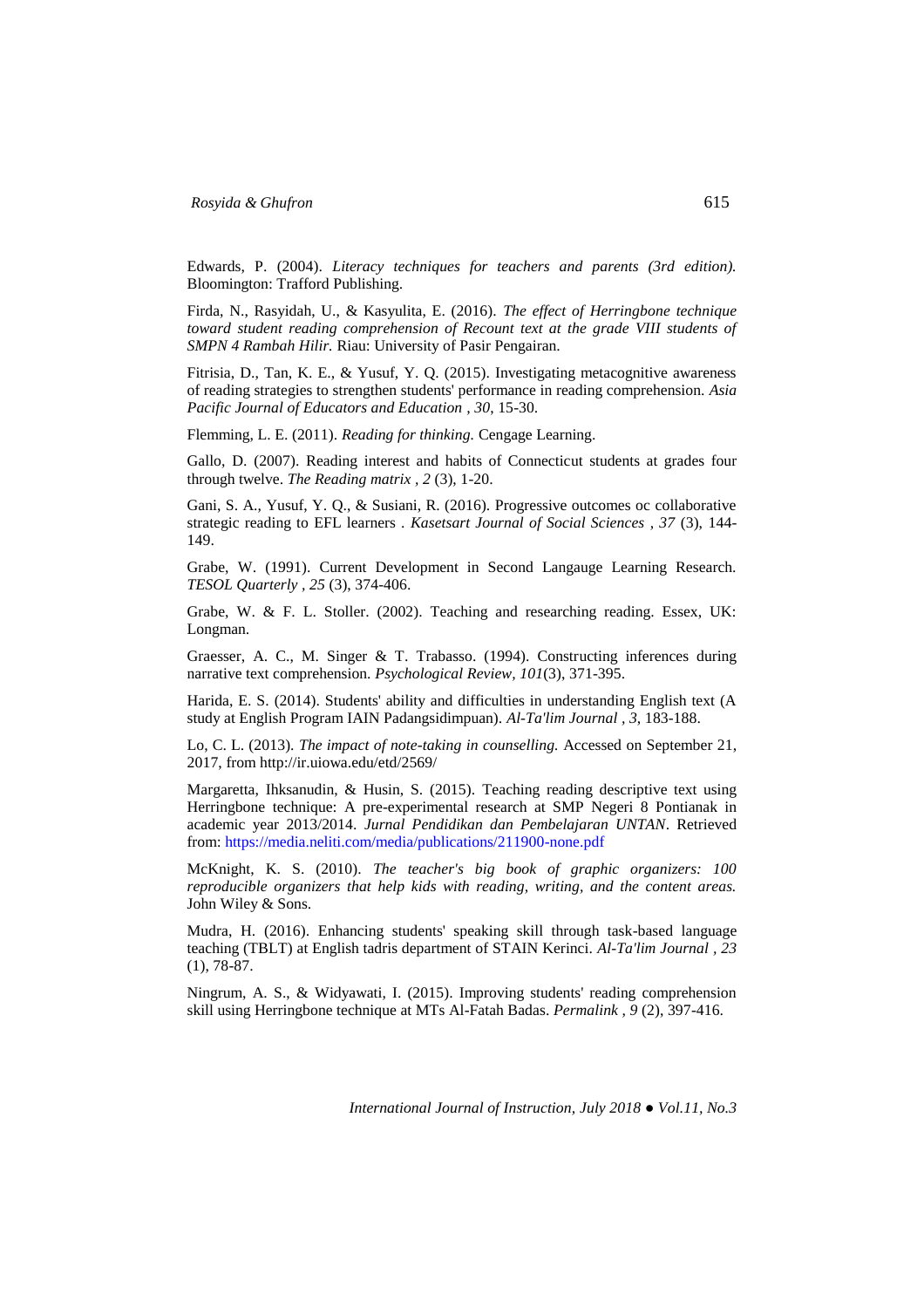Edwards, P. (2004). *Literacy techniques for teachers and parents (3rd edition).* Bloomington: Trafford Publishing.

Firda, N., Rasyidah, U., & Kasyulita, E. (2016). *The effect of Herringbone technique toward student reading comprehension of Recount text at the grade VIII students of SMPN 4 Rambah Hilir.* Riau: University of Pasir Pengairan.

Fitrisia, D., Tan, K. E., & Yusuf, Y. Q. (2015). Investigating metacognitive awareness of reading strategies to strengthen students' performance in reading comprehension. *Asia Pacific Journal of Educators and Education , 30*, 15-30.

Flemming, L. E. (2011). *Reading for thinking.* Cengage Learning.

Gallo, D. (2007). Reading interest and habits of Connecticut students at grades four through twelve. *The Reading matrix , 2* (3), 1-20.

Gani, S. A., Yusuf, Y. Q., & Susiani, R. (2016). Progressive outcomes oc collaborative strategic reading to EFL learners . *Kasetsart Journal of Social Sciences , 37* (3), 144-149.

Grabe, W. (1991). Current Development in Second Langauge Learning Research. *TESOL Quarterly , 25* (3), 374-406.

Grabe, W. & F. L. Stoller. (2002). Teaching and researching reading. Essex, UK: Longman.

Graesser, A. C., M. Singer & T. Trabasso. (1994). Constructing inferences during narrative text comprehension. *Psychological Review, 101*(3), 371-395.

Harida, E. S. (2014). Students' ability and difficulties in understanding English text (A study at English Program IAIN Padangsidimpuan). *Al-Ta'lim Journal , 3*, 183-188.

Lo, C. L. (2013). *The impact of note-taking in counselling.* Accessed on September 21, 2017, from http://ir.uiowa.edu/etd/2569/

Margaretta, Ihksanudin, & Husin, S. (2015). Teaching reading descriptive text using Herringbone technique: A pre-experimental research at SMP Negeri 8 Pontianak in academic year 2013/2014. *Jurnal Pendidikan dan Pembelajaran UNTAN*. Retrieved from: https://media.neliti.com/media/publications/211900-none.pdf

McKnight, K. S. (2010). *The teacher's big book of graphic organizers: 100 reproducible organizers that help kids with reading, writing, and the content areas.* John Wiley & Sons.

Mudra, H. (2016). Enhancing students' speaking skill through task-based language teaching (TBLT) at English tadris department of STAIN Kerinci. *Al-Ta'lim Journal , 23* (1), 78-87.

Ningrum, A. S., & Widyawati, I. (2015). Improving students' reading comprehension skill using Herringbone technique at MTs Al-Fatah Badas. *Permalink , 9* (2), 397-416.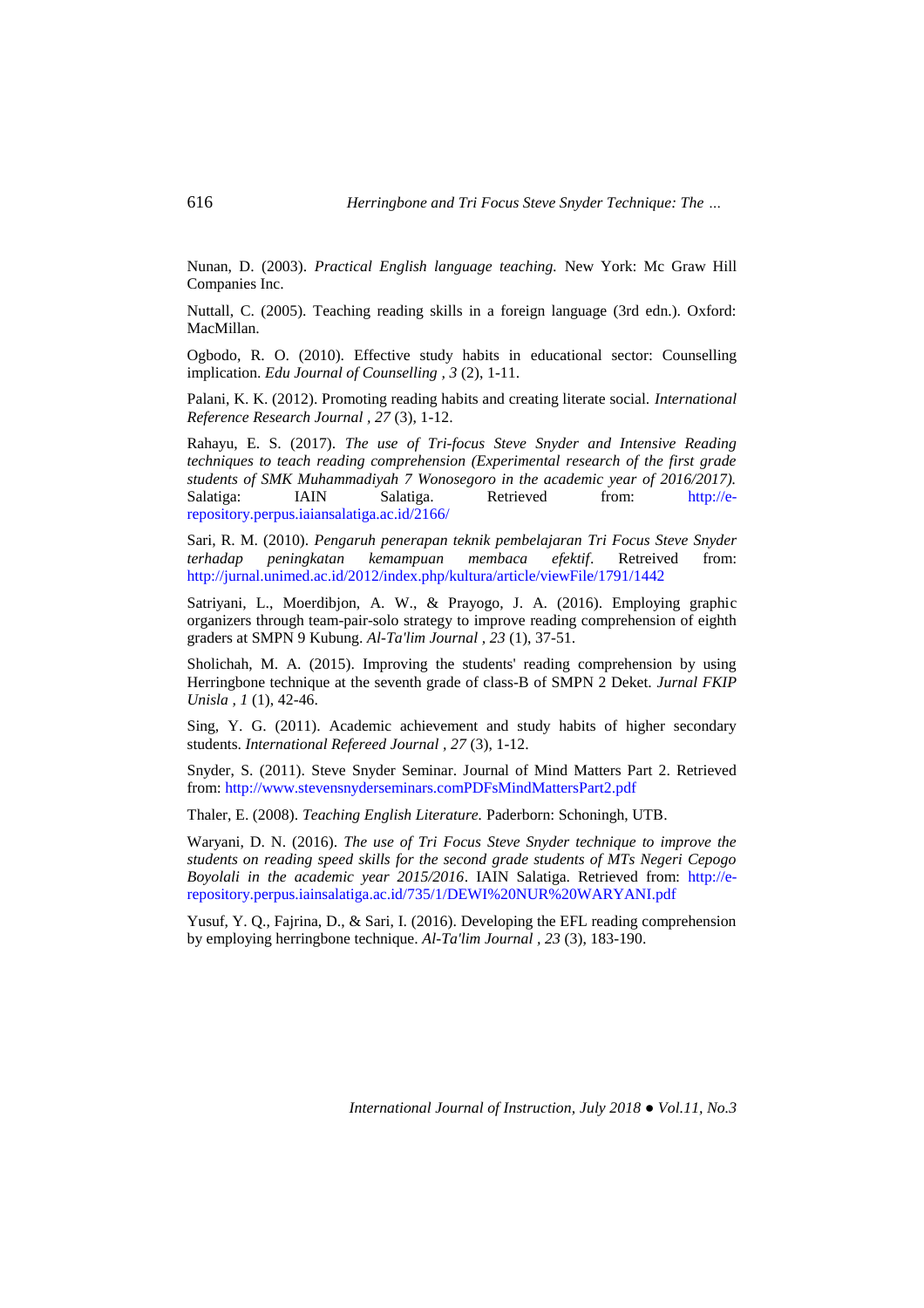Nunan, D. (2003). *Practical English language teaching.* New York: Mc Graw Hill Companies Inc.

Nuttall, C. (2005). Teaching reading skills in a foreign language (3rd edn.). Oxford: MacMillan.

Ogbodo, R. O. (2010). Effective study habits in educational sector: Counselling implication. *Edu Journal of Counselling , 3* (2), 1-11.

Palani, K. K. (2012). Promoting reading habits and creating literate social. *International Reference Research Journal , 27* (3), 1-12.

Rahayu, E. S. (2017). *The use of Tri-focus Steve Snyder and Intensive Reading techniques to teach reading comprehension (Experimental research of the first grade students of SMK Muhammadiyah 7 Wonosegoro in the academic year of 2016/2017).* Salatiga: IAIN Salatiga. Retrieved from: http://e-repository.perpus.iaiansalatiga.ac.id/2166/

Sari, R. M. (2010). *Pengaruh penerapan teknik pembelajaran Tri Focus Steve Snyder terhadap peningkatan kemampuan membaca efektif*. Retreived from: http://jurnal.unimed.ac.id/2012/index.php/kultura/article/viewFile/1791/1442

Satriyani, L., Moerdibjon, A. W., & Prayogo, J. A. (2016). Employing graphic organizers through team-pair-solo strategy to improve reading comprehension of eighth graders at SMPN 9 Kubung. *Al-Ta'lim Journal , 23* (1), 37-51.

Sholichah, M. A. (2015). Improving the students' reading comprehension by using Herringbone technique at the seventh grade of class-B of SMPN 2 Deket. *Jurnal FKIP Unisla , 1* (1), 42-46.

Sing, Y. G. (2011). Academic achievement and study habits of higher secondary students. *International Refereed Journal , 27* (3), 1-12.

Snyder, S. (2011). Steve Snyder Seminar. Journal of Mind Matters Part 2. Retrieved from: http://www.stevensnyderseminars.comPDFsMindMattersPart2.pdf

Thaler, E. (2008). *Teaching English Literature.* Paderborn: Schoningh, UTB.

Waryani, D. N. (2016). *The use of Tri Focus Steve Snyder technique to improve the students on reading speed skills for the second grade students of MTs Negeri Cepogo Boyolali in the academic year 2015/2016*. IAIN Salatiga. Retrieved from: http://e-repository.perpus.iainsalatiga.ac.id/735/1/DEWI%20NUR%20WARYANI.pdf

Yusuf, Y. Q., Fajrina, D., & Sari, I. (2016). Developing the EFL reading comprehension by employing herringbone technique. *Al-Ta'lim Journal , 23* (3), 183-190.